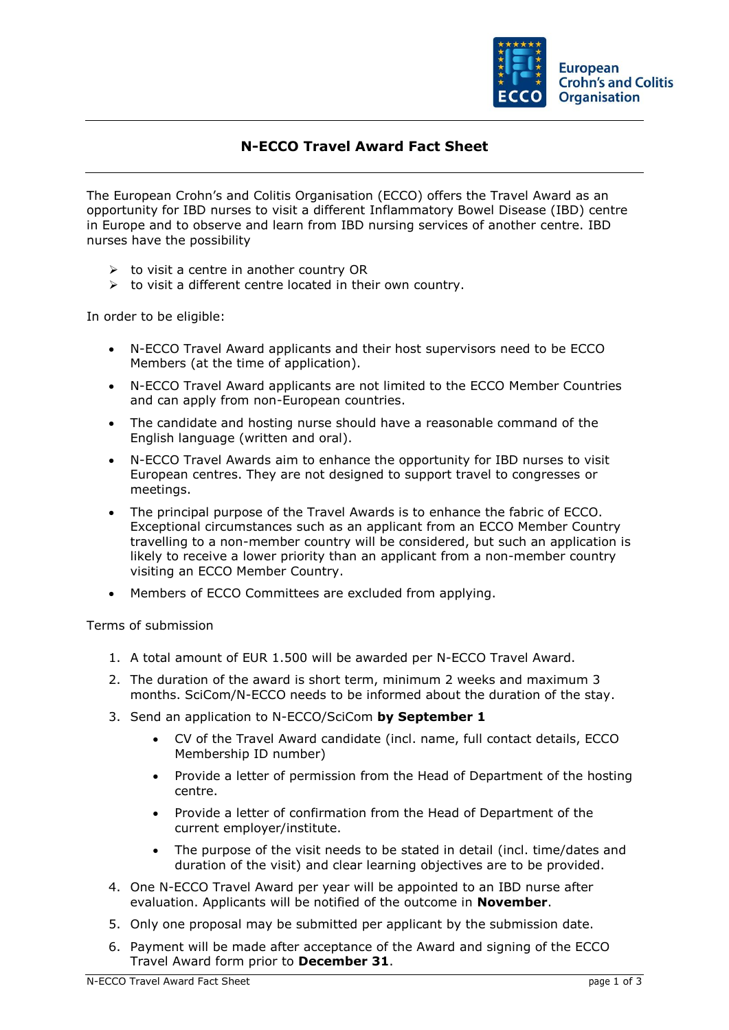# N-ECCO Travel Award Fact Sheet

The European Crohn's and Colitis Organisation (ECCO) offers the Travel Award as an opportunity for IBD nurses to visit a different Inflammatory Bowel Disease (IBD) centre in Europe and to observe and learn from IBD nursing services of another centre. IBD nurses have the possibility

- to visit a centre in another country OR
- to visit a different centre located in their own country.

In order to be eligible:

- N-ECCO Travel Award applicants and their host supervisors need to be ECCO Members (at the time of application).
- N-ECCO Travel Award applicants are not limited to the ECCO Member Countries and can apply from non-European countries.
- The candidate and hosting nurse should have a reasonable command of the English language (written and oral).
- N-ECCO Travel Awards aim to enhance the opportunity for IBD nurses to visit European centres. They are not designed to support travel to congresses or meetings.
- The principal purpose of the Travel Awards is to enhance the fabric of ECCO. Exceptional circumstances such as an applicant from an ECCO Member Country travelling to a non-member country will be considered, but such an application is likely to receive a lower priority than an applicant from a non-member country visiting an ECCO Member Country.
- Members of ECCO Committees are excluded from applying.

Terms of submission

1. A total amount of EUR 1.500 will be awarded per N-ECCO Travel Award.
2. The duration of the award is short term, minimum 2 weeks and maximum 3 months. SciCom/N-ECCO needs to be informed about the duration of the stay.
3. Send an application to N-ECCO/SciCom **by September 1**
   - CV of the Travel Award candidate (incl. name, full contact details, ECCO Membership ID number)
   - Provide a letter of permission from the Head of Department of the hosting centre.
   - Provide a letter of confirmation from the Head of Department of the current employer/institute.
   - The purpose of the visit needs to be stated in detail (incl. time/dates and duration of the visit) and clear learning objectives are to be provided.
4. One N-ECCO Travel Award per year will be appointed to an IBD nurse after evaluation. Applicants will be notified of the outcome in **November**.
5. Only one proposal may be submitted per applicant by the submission date.
6. Payment will be made after acceptance of the Award and signing of the ECCO Travel Award form prior to **December 31**.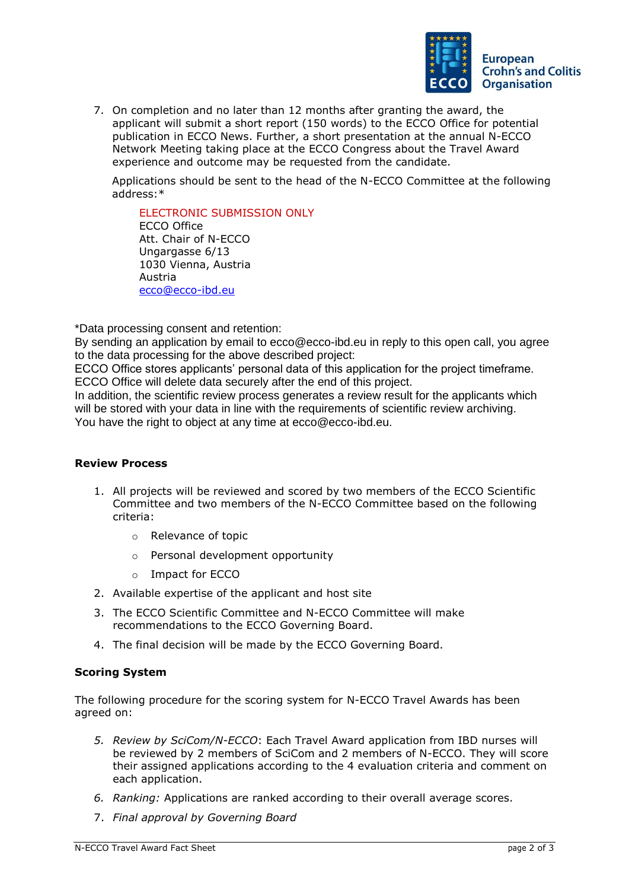7. On completion and no later than 12 months after granting the award, the applicant will submit a short report (150 words) to the ECCO Office for potential publication in ECCO News. Further, a short presentation at the annual N-ECCO Network Meeting taking place at the ECCO Congress about the Travel Award experience and outcome may be requested from the candidate.

   Applications should be sent to the head of the N-ECCO Committee at the following address:*

   > ELECTRONIC SUBMISSION ONLY
   > ECCO Office
   > Att. Chair of N-ECCO
   > Ungargasse 6/13
   > 1030 Vienna, Austria
   > Austria
   > ecco@ecco-ibd.eu

*Data processing consent and retention:
By sending an application by email to ecco@ecco-ibd.eu in reply to this open call, you agree to the data processing for the above described project:
ECCO Office stores applicants' personal data of this application for the project timeframe. ECCO Office will delete data securely after the end of this project.
In addition, the scientific review process generates a review result for the applicants which will be stored with your data in line with the requirements of scientific review archiving.
You have the right to object at any time at ecco@ecco-ibd.eu.

**Review Process**

1. All projects will be reviewed and scored by two members of the ECCO Scientific Committee and two members of the N-ECCO Committee based on the following criteria:
   - Relevance of topic
   - Personal development opportunity
   - Impact for ECCO
2. Available expertise of the applicant and host site
3. The ECCO Scientific Committee and N-ECCO Committee will make recommendations to the ECCO Governing Board.
4. The final decision will be made by the ECCO Governing Board.

**Scoring System**

The following procedure for the scoring system for N-ECCO Travel Awards has been agreed on:

5. *Review by SciCom/N-ECCO*: Each Travel Award application from IBD nurses will be reviewed by 2 members of SciCom and 2 members of N-ECCO. They will score their assigned applications according to the 4 evaluation criteria and comment on each application.
6. *Ranking:* Applications are ranked according to their overall average scores.
7. *Final approval by Governing Board*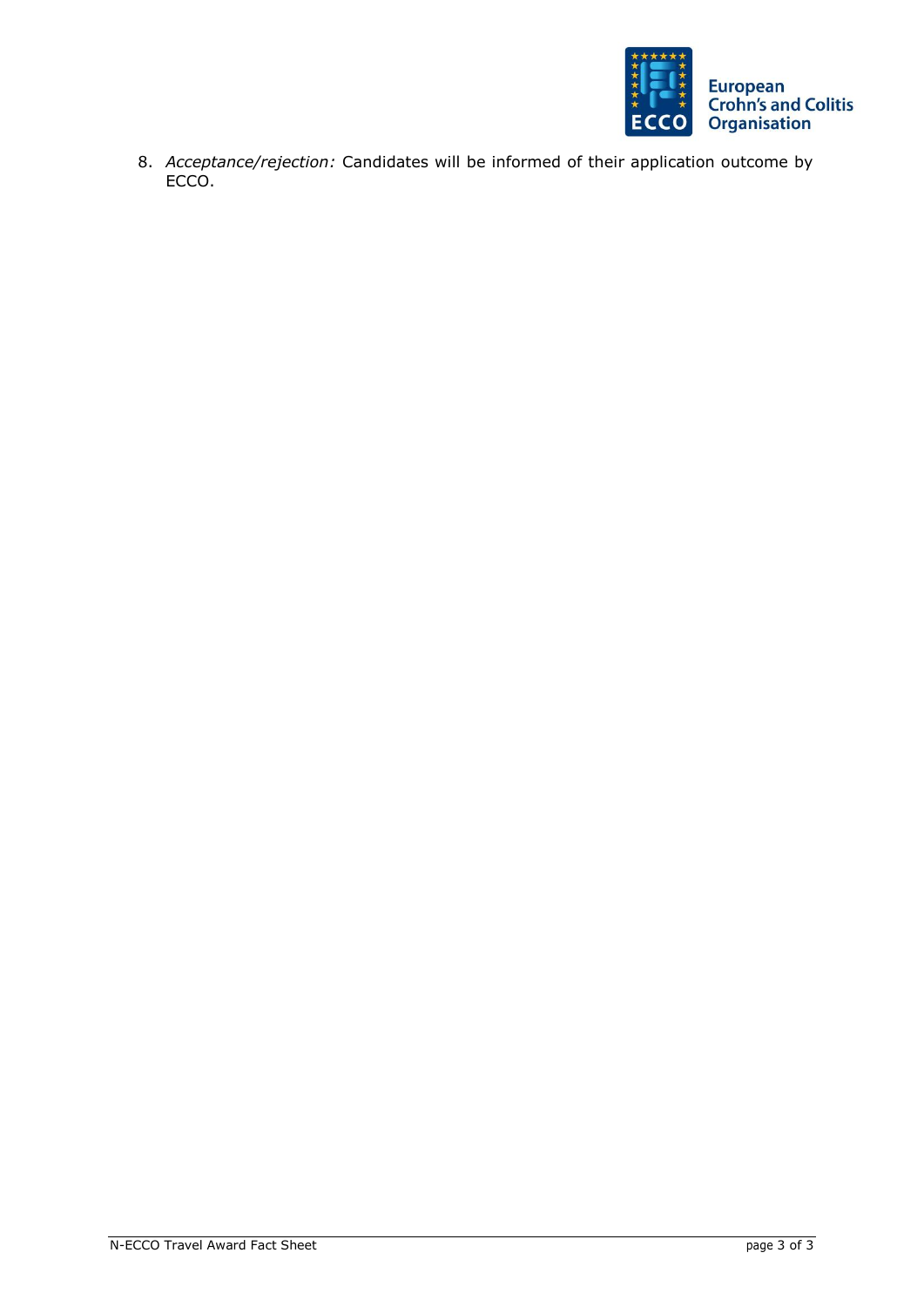8. *Acceptance/rejection:* Candidates will be informed of their application outcome by ECCO.